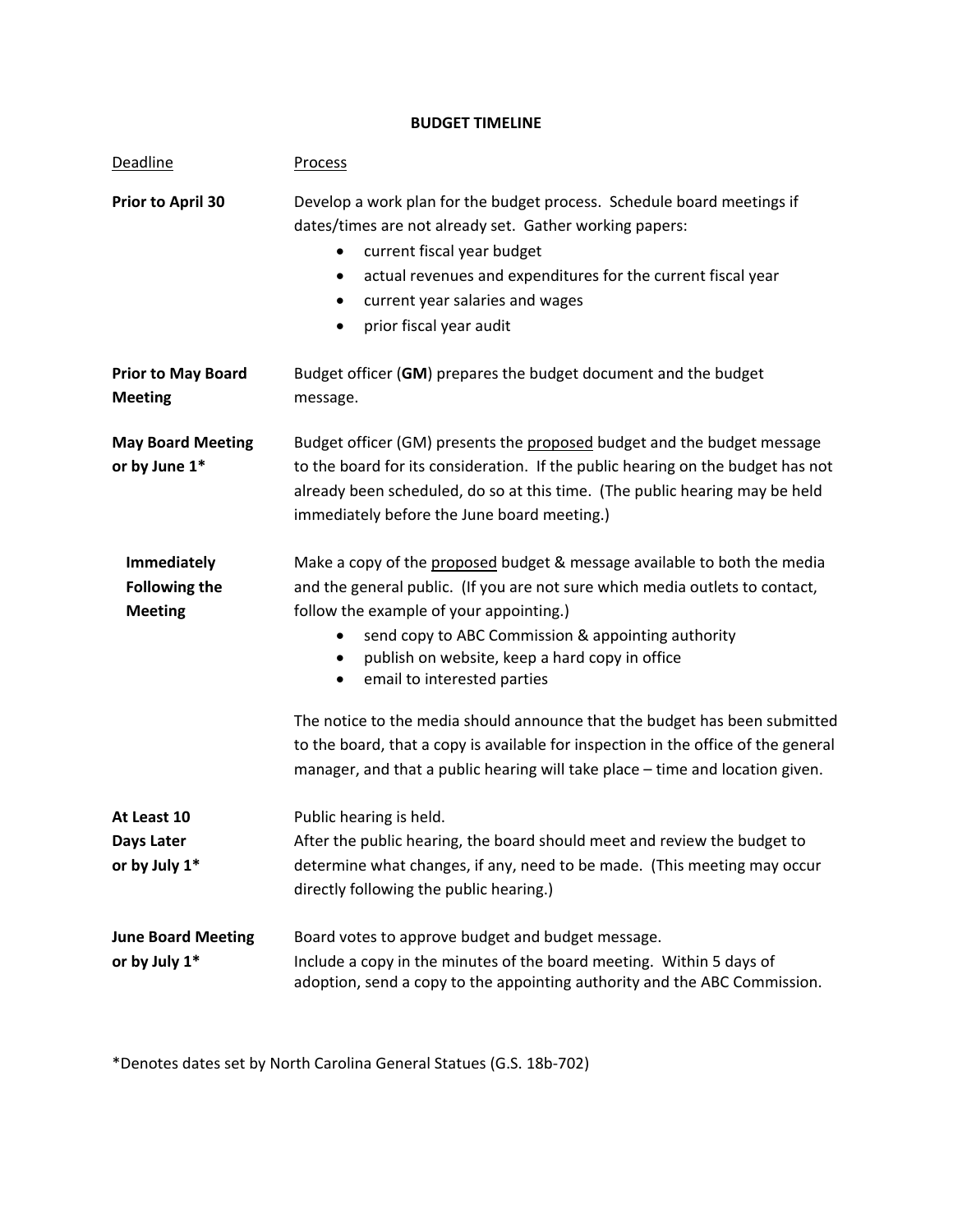# BUDGET TIMELINE

| Deadline | Process |
|---|---|
| **Prior to April 30** | Develop a work plan for the budget process. Schedule board meetings if dates/times are not already set. Gather working papers:<br>• current fiscal year budget<br>• actual revenues and expenditures for the current fiscal year<br>• current year salaries and wages<br>• prior fiscal year audit |
| **Prior to May Board Meeting** | Budget officer (**GM**) prepares the budget document and the budget message. |
| **May Board Meeting or by June 1*** | Budget officer (GM) presents the <u>proposed</u> budget and the budget message to the board for its consideration. If the public hearing on the budget has not already been scheduled, do so at this time. (The public hearing may be held immediately before the June board meeting.) |
| **Immediately Following the Meeting** | Make a copy of the <u>proposed</u> budget & message available to both the media and the general public. (If you are not sure which media outlets to contact, follow the example of your appointing.)<br>• send copy to ABC Commission & appointing authority<br>• publish on website, keep a hard copy in office<br>• email to interested parties<br><br>The notice to the media should announce that the budget has been submitted to the board, that a copy is available for inspection in the office of the general manager, and that a public hearing will take place – time and location given. |
| **At Least 10 Days Later or by July 1*** | Public hearing is held.<br>After the public hearing, the board should meet and review the budget to determine what changes, if any, need to be made. (This meeting may occur directly following the public hearing.) |
| **June Board Meeting or by July 1*** | Board votes to approve budget and budget message.<br>Include a copy in the minutes of the board meeting. Within 5 days of adoption, send a copy to the appointing authority and the ABC Commission. |

*Denotes dates set by North Carolina General Statues (G.S. 18b-702)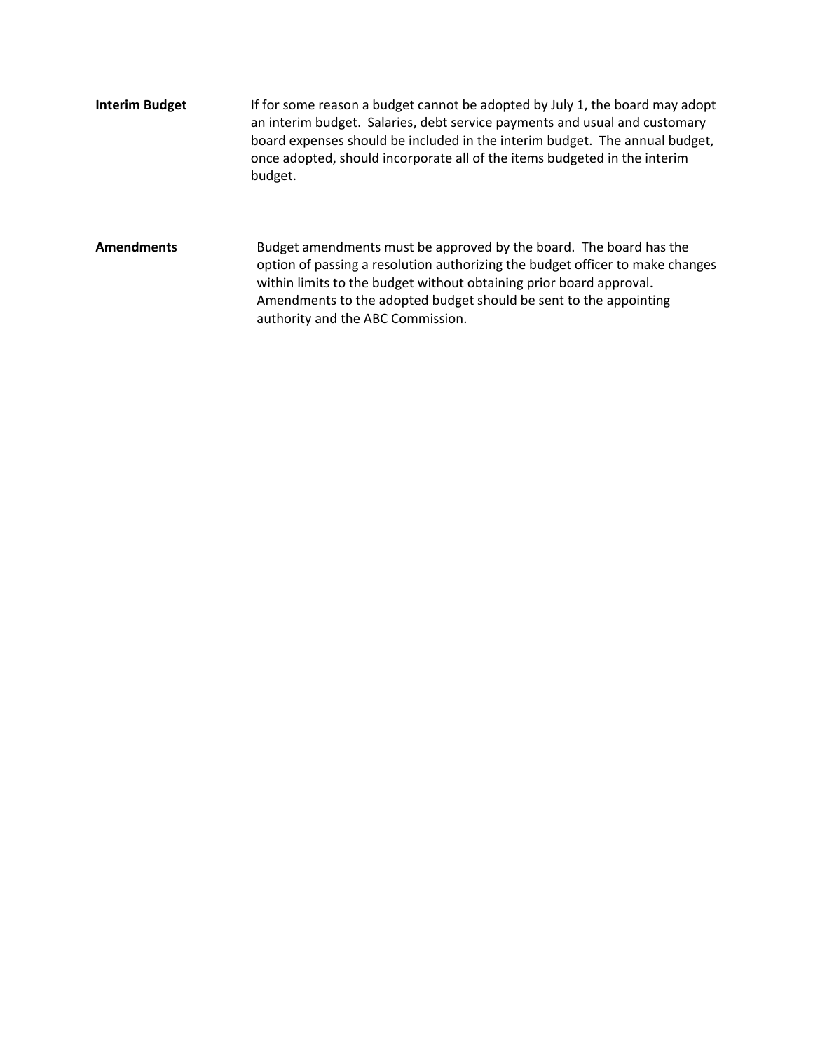**Interim Budget**

If for some reason a budget cannot be adopted by July 1, the board may adopt an interim budget. Salaries, debt service payments and usual and customary board expenses should be included in the interim budget. The annual budget, once adopted, should incorporate all of the items budgeted in the interim budget.

**Amendments**

Budget amendments must be approved by the board. The board has the option of passing a resolution authorizing the budget officer to make changes within limits to the budget without obtaining prior board approval. Amendments to the adopted budget should be sent to the appointing authority and the ABC Commission.